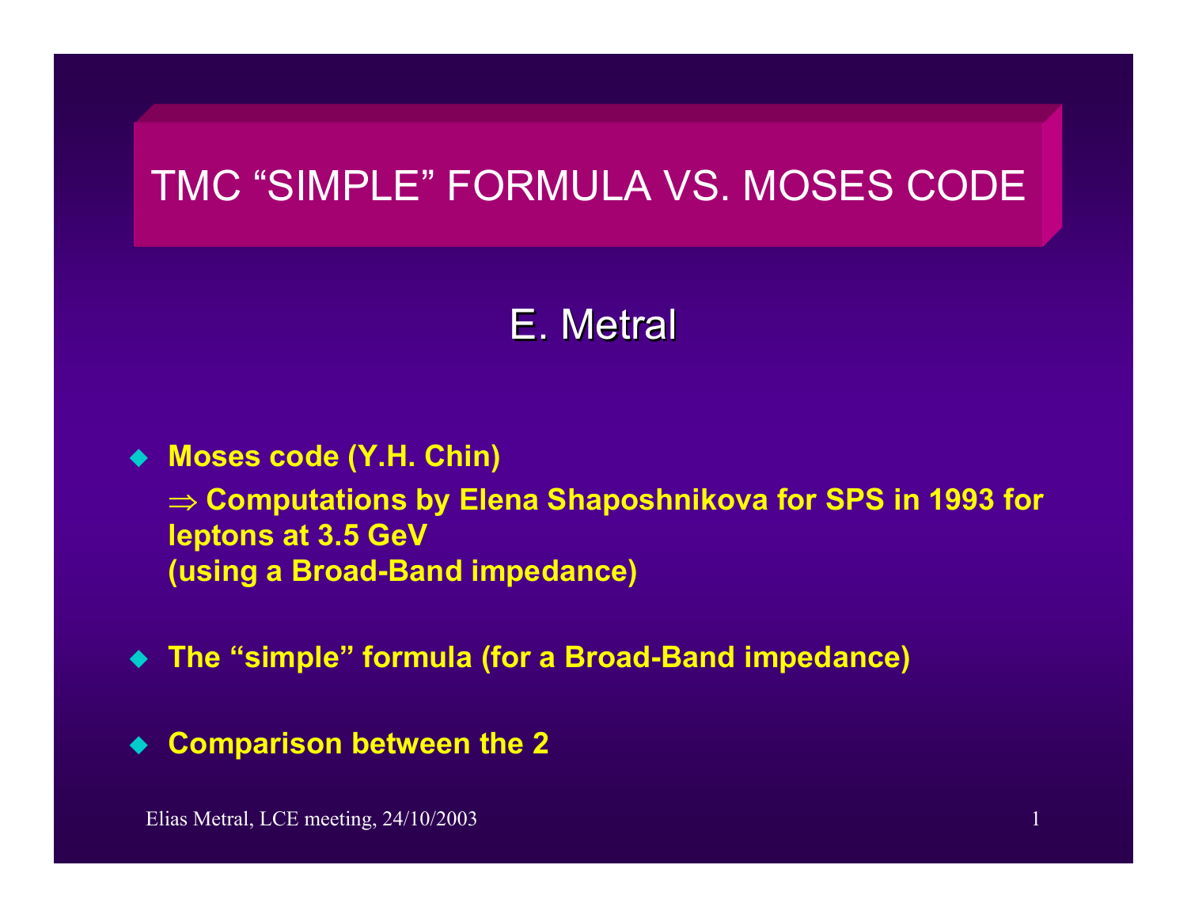# TMC "SIMPLE" FORMULA VS. MOSES CODE

## E. Metral

- **Moses code (Y.H. Chin)**

  **$\Rightarrow$ Computations by Elena Shaposhnikova for SPS in 1993 for leptons at 3.5 GeV (using a Broad-Band impedance)**

- **The "simple" formula (for a Broad-Band impedance)**

- **Comparison between the 2**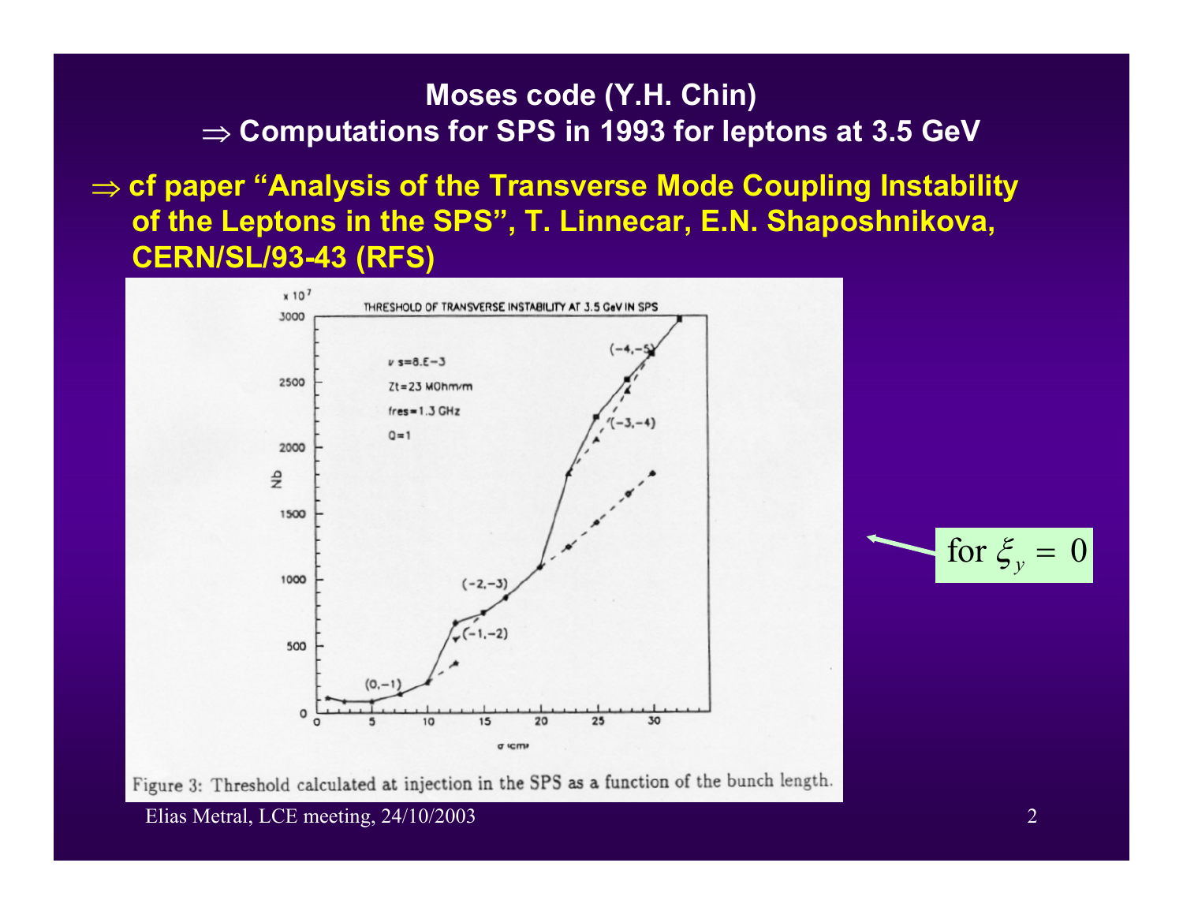**Moses code (Y.H. Chin)**

$\Rightarrow$ **Computations for SPS in 1993 for leptons at 3.5 GeV**

$\Rightarrow$ **cf paper "Analysis of the Transverse Mode Coupling Instability of the Leptons in the SPS", T. Linnecar, E.N. Shaposhnikova, CERN/SL/93-43 (RFS)**

Figure 3: Threshold calculated at injection in the SPS as a function of the bunch length.

for $\xi_y = 0$

Elias Metral, LCE meeting, 24/10/2003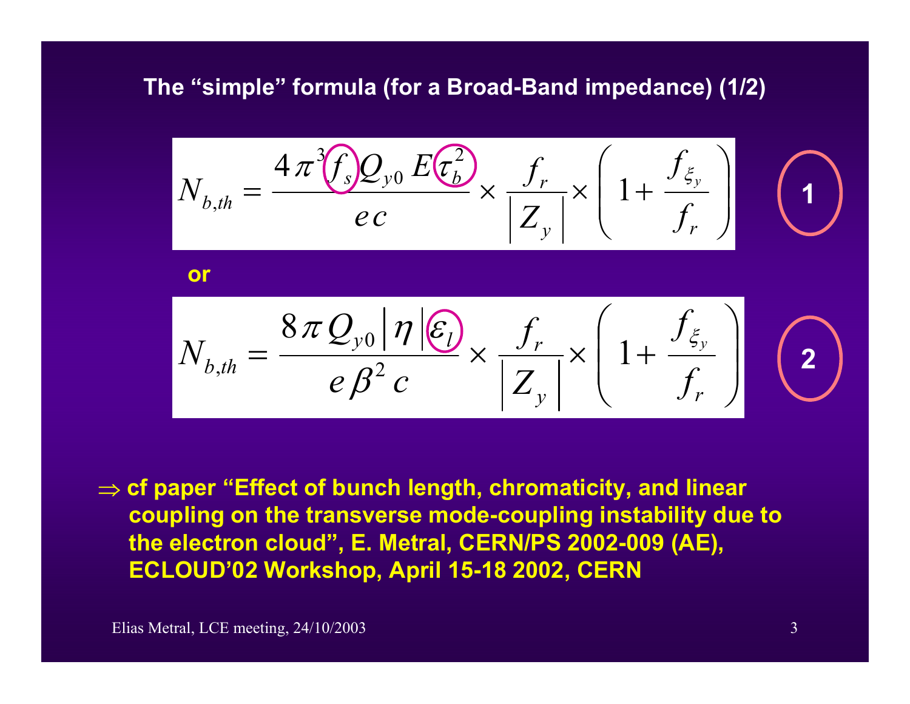## The "simple" formula (for a Broad-Band impedance) (1/2)

$$N_{b,th} = \frac{4\pi^3 f_s Q_{y0} \, E \, \tau_b^2}{e\,c} \times \frac{f_r}{\left| Z_y \right|} \times \left( 1 + \frac{f_{\xi_y}}{f_r} \right) \qquad \textbf{1}$$

**or**

$$N_{b,th} = \frac{8\pi \, Q_{y0} \left| \eta \right| \varepsilon_l}{e\,\beta^2\,c} \times \frac{f_r}{\left| Z_y \right|} \times \left( 1 + \frac{f_{\xi_y}}{f_r} \right) \qquad \textbf{2}$$

$\Rightarrow$ **cf paper "Effect of bunch length, chromaticity, and linear coupling on the transverse mode-coupling instability due to the electron cloud", E. Metral, CERN/PS 2002-009 (AE), ECLOUD'02 Workshop, April 15-18 2002, CERN**

Elias Metral, LCE meeting, 24/10/2003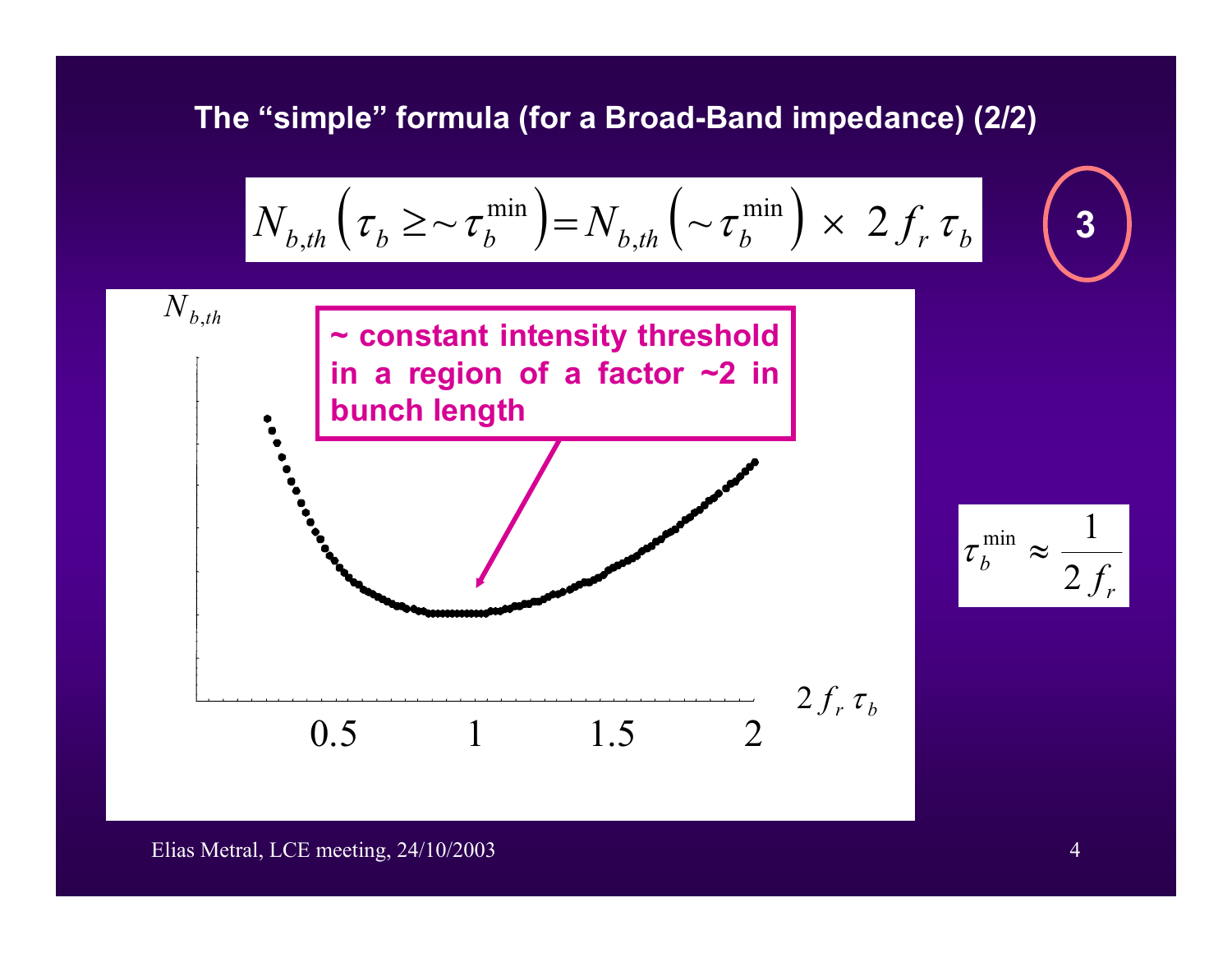## The "simple" formula (for a Broad-Band impedance) (2/2)

$$N_{b,th}\left(\tau_b \geq \sim \tau_b^{\min}\right) = N_{b,th}\left(\sim \tau_b^{\min}\right) \times \; 2\, f_r\, \tau_b$$

**3**

$N_{b,th}$

**~ constant intensity threshold in a region of a factor ~2 in bunch length**

$2\, f_r\, \tau_b$

0.5 1 1.5 2

$$\tau_b^{\min} \approx \frac{1}{2\, f_r}$$

Elias Metral, LCE meeting, 24/10/2003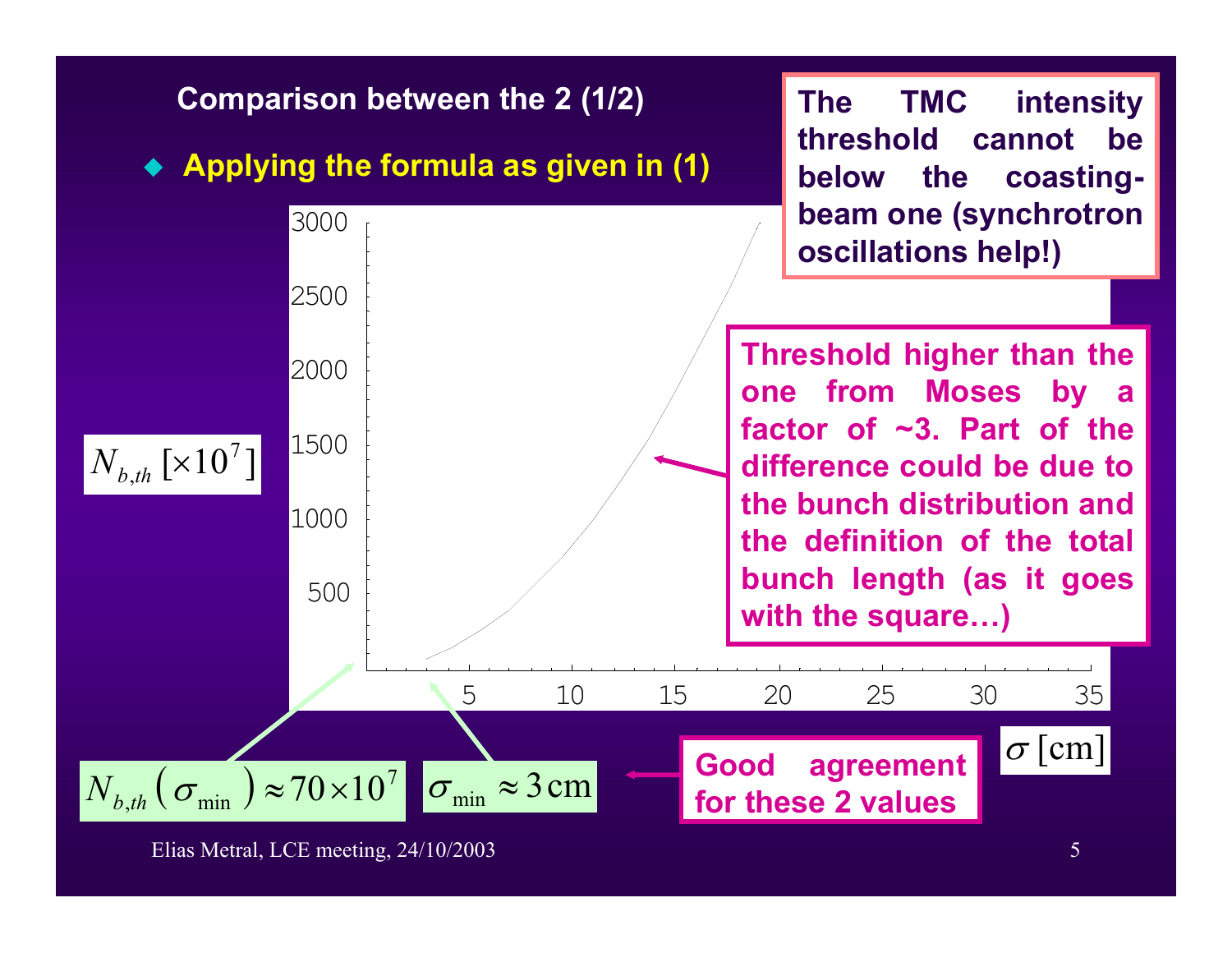## Comparison between the 2 (1/2)

- **Applying the formula as given in (1)**

**The TMC intensity threshold cannot be below the coasting-beam one (synchrotron oscillations help!)**

$N_{b,th}\ [\times 10^7]$

$\sigma\ [\text{cm}]$

**Threshold higher than the one from Moses by a factor of ~3. Part of the difference could be due to the bunch distribution and the definition of the total bunch length (as it goes with the square…)**

$N_{b,th}\left(\sigma_{\min}\right) \approx 70 \times 10^7$

$\sigma_{\min} \approx 3\,\text{cm}$

**Good agreement for these 2 values**

Elias Metral, LCE meeting, 24/10/2003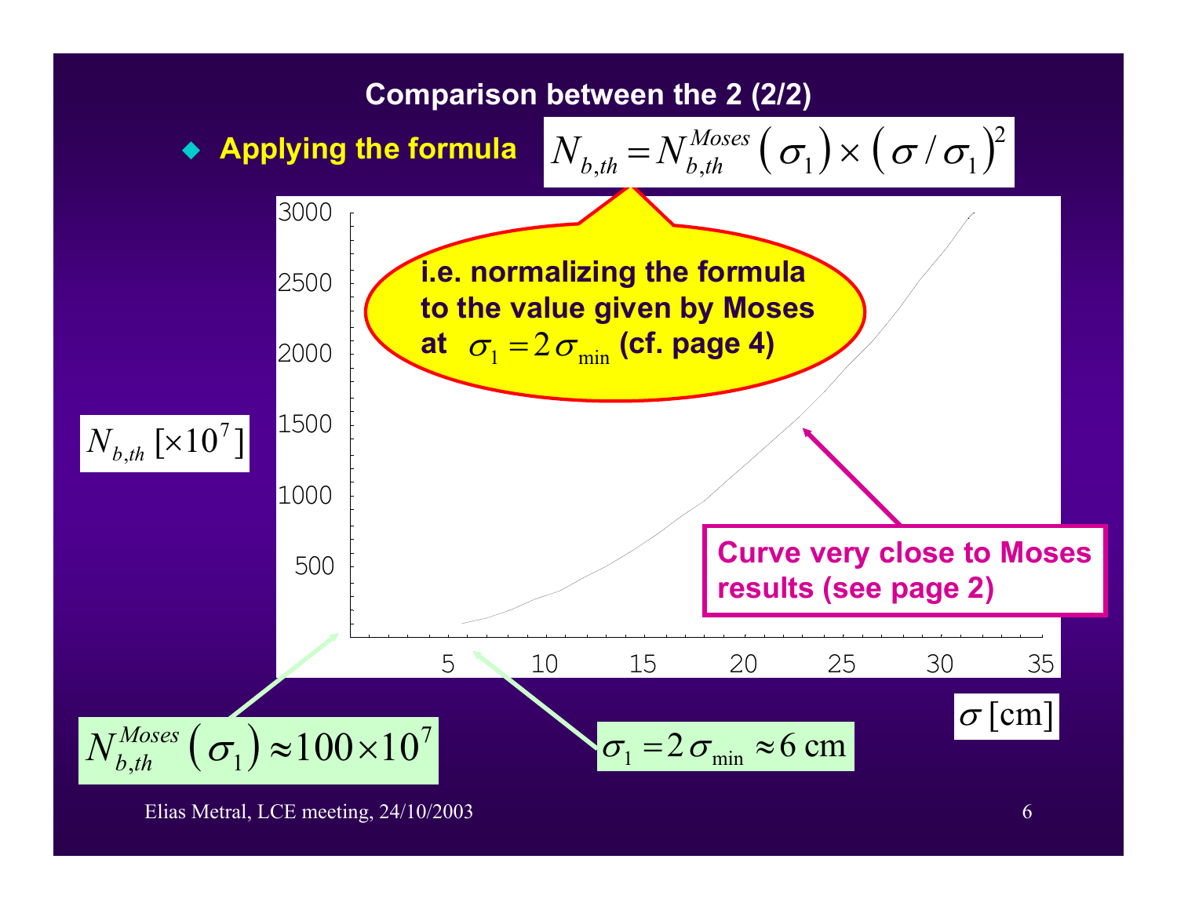## Comparison between the 2 (2/2)

- **Applying the formula** $N_{b,th} = N_{b,th}^{Moses}\left(\sigma_1\right) \times \left(\sigma / \sigma_1\right)^2$

**i.e. normalizing the formula to the value given by Moses at $\sigma_1 = 2\,\sigma_{\min}$ (cf. page 4)**

$N_{b,th}\,[\times 10^7]$

$\sigma\,[\mathrm{cm}]$

**Curve very close to Moses results (see page 2)**

$N_{b,th}^{Moses}\left(\sigma_1\right) \approx 100 \times 10^7$

$\sigma_1 = 2\,\sigma_{\min} \approx 6\ \mathrm{cm}$

Elias Metral, LCE meeting, 24/10/2003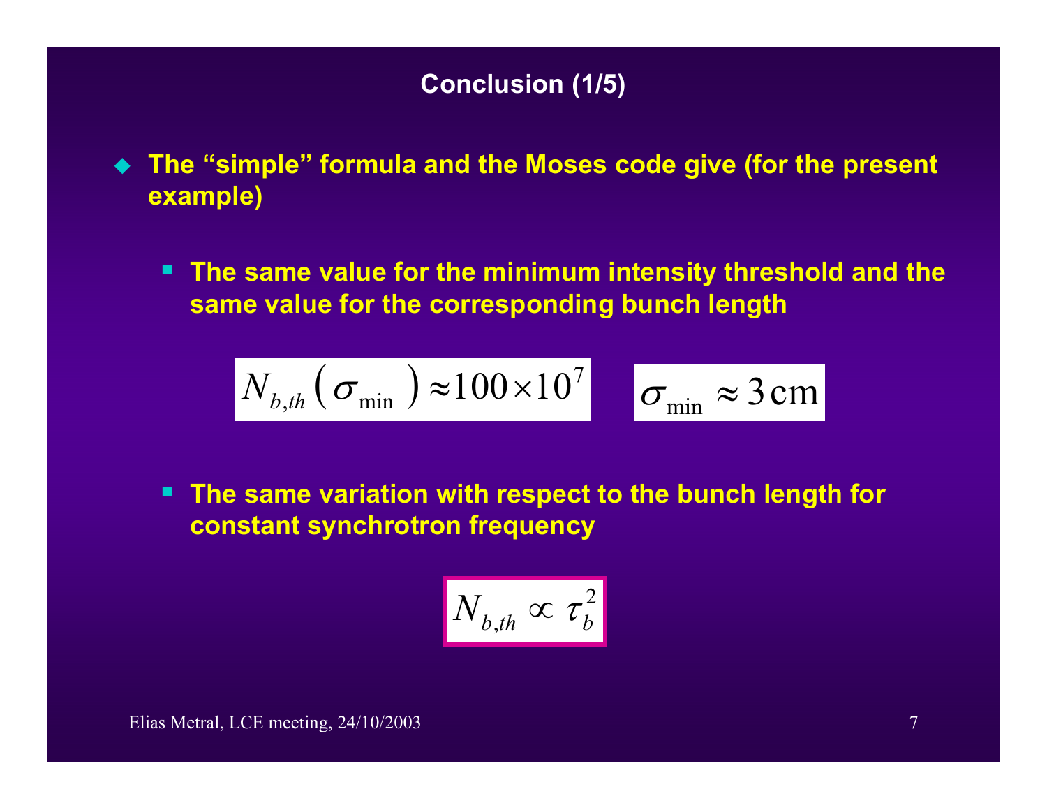# Conclusion (1/5)

- **The "simple" formula and the Moses code give (for the present example)**

  - **The same value for the minimum intensity threshold and the same value for the corresponding bunch length**

$$N_{b,th}\left(\sigma_{\min}\right) \approx 100 \times 10^{7} \qquad \sigma_{\min} \approx 3\,\mathrm{cm}$$

  - **The same variation with respect to the bunch length for constant synchrotron frequency**

$$N_{b,th} \propto \tau_b^{2}$$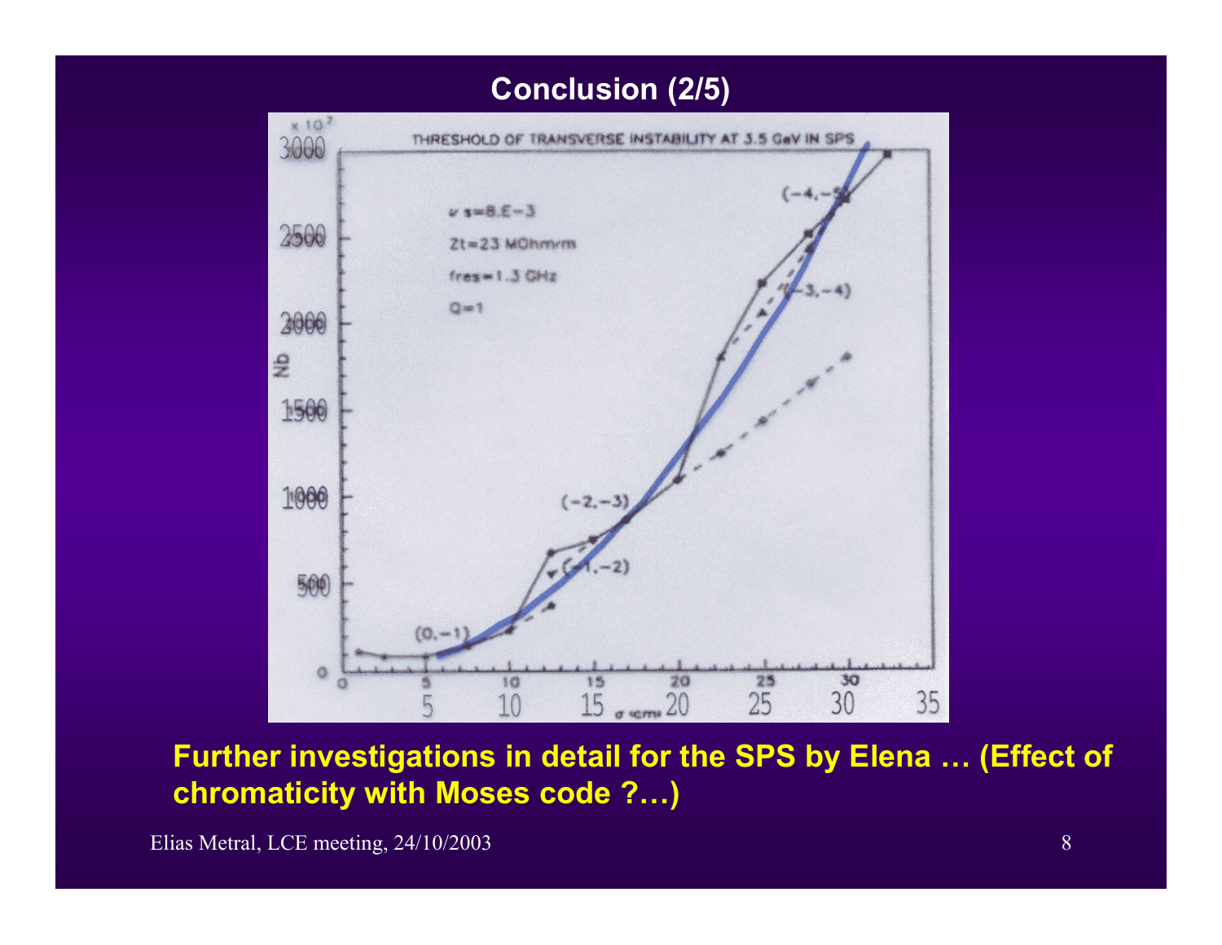# Conclusion (2/5)

THRESHOLD OF TRANSVERSE INSTABILITY AT 3.5 GeV IN SPS

$\nu s$=8.E−3

Zt=23 MOhm/m

fres=1.3 GHz

Q=1

**Further investigations in detail for the SPS by Elena … (Effect of chromaticity with Moses code ?…)**

Elias Metral, LCE meeting, 24/10/2003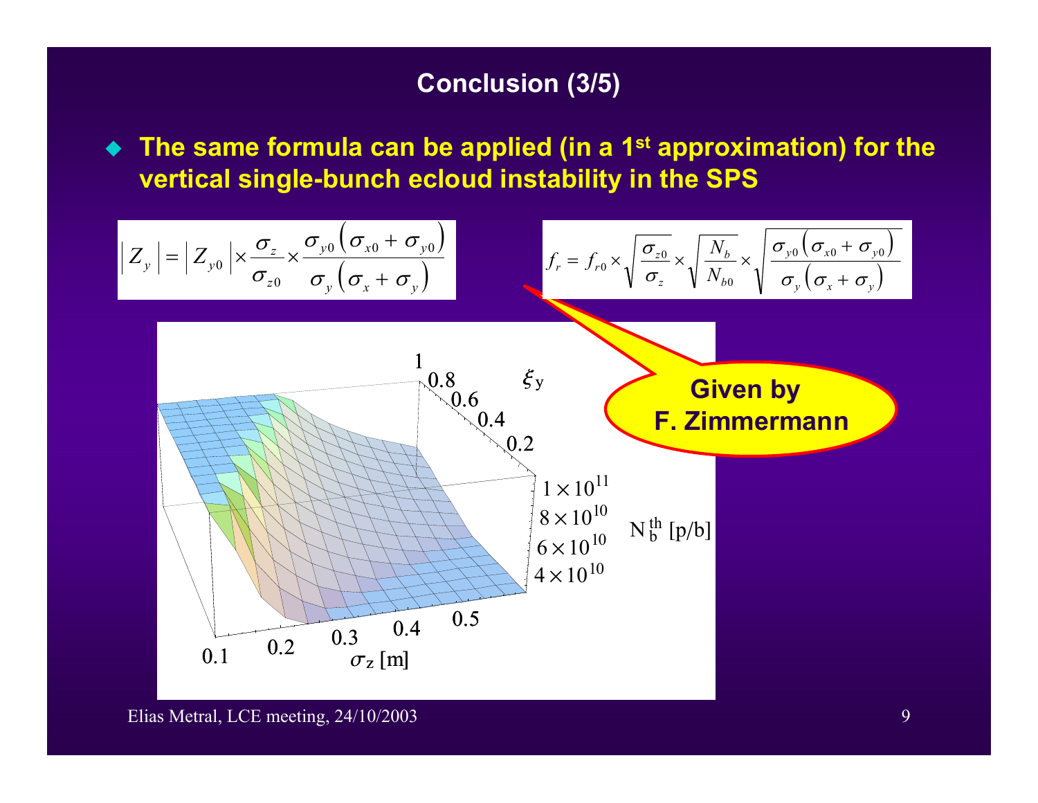## Conclusion (3/5)

- **The same formula can be applied (in a 1st approximation) for the vertical single-bunch ecloud instability in the SPS**

$$\left| Z_y \right| = \left| Z_{y0} \right| \times \frac{\sigma_z}{\sigma_{z0}} \times \frac{\sigma_{y0}\left(\sigma_{x0} + \sigma_{y0}\right)}{\sigma_y\left(\sigma_x + \sigma_y\right)}$$

$$f_r = f_{r0} \times \sqrt{\frac{\sigma_{z0}}{\sigma_z}} \times \sqrt{\frac{N_b}{N_{b0}}} \times \sqrt{\frac{\sigma_{y0}\left(\sigma_{x0} + \sigma_{y0}\right)}{\sigma_y\left(\sigma_x + \sigma_y\right)}}$$

**Given by F. Zimmermann**

Elias Metral, LCE meeting, 24/10/2003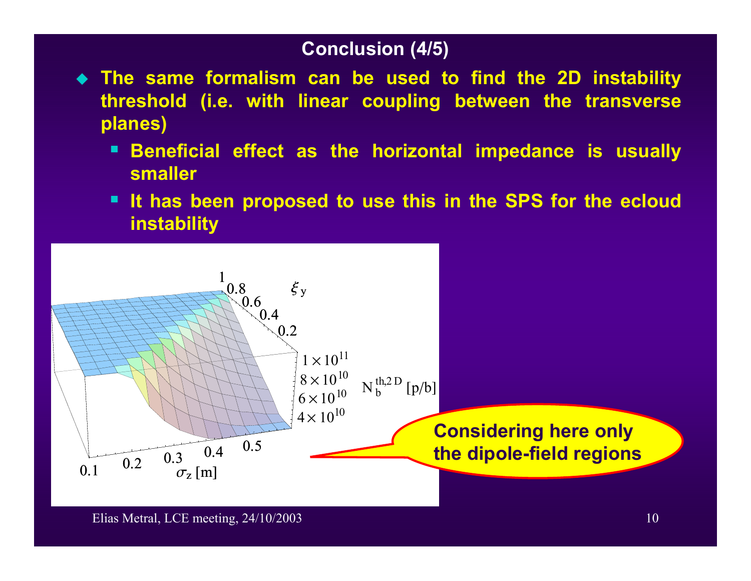# Conclusion (4/5)

- **The same formalism can be used to find the 2D instability threshold (i.e. with linear coupling between the transverse planes)**
  - **Beneficial effect as the horizontal impedance is usually smaller**
  - **It has been proposed to use this in the SPS for the ecloud instability**

$\xi_y$

$N_b^{th,2D}$ [p/b]

$\sigma_z$ [m]

**Considering here only the dipole-field regions**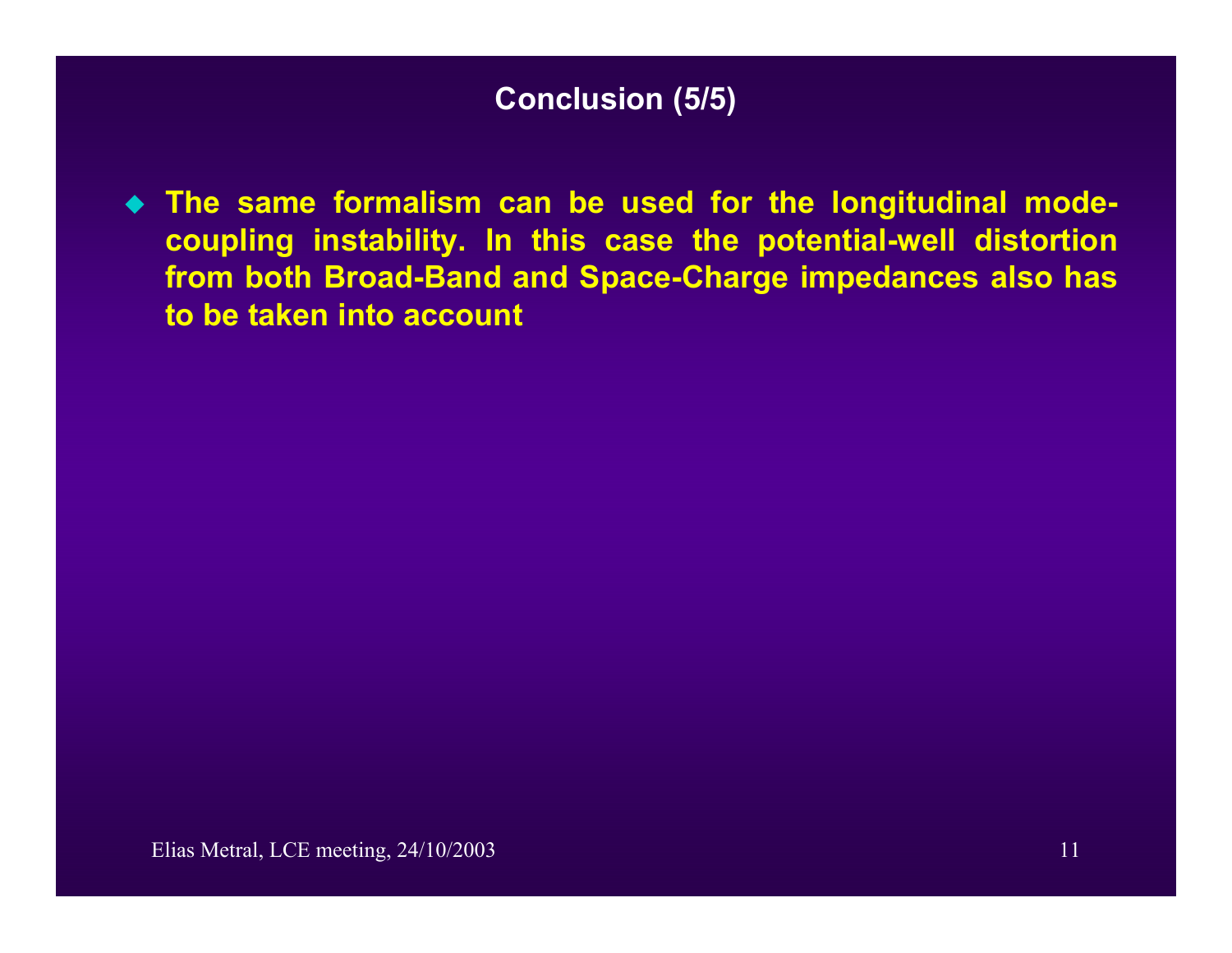## Conclusion (5/5)

- **The same formalism can be used for the longitudinal mode-coupling instability. In this case the potential-well distortion from both Broad-Band and Space-Charge impedances also has to be taken into account**